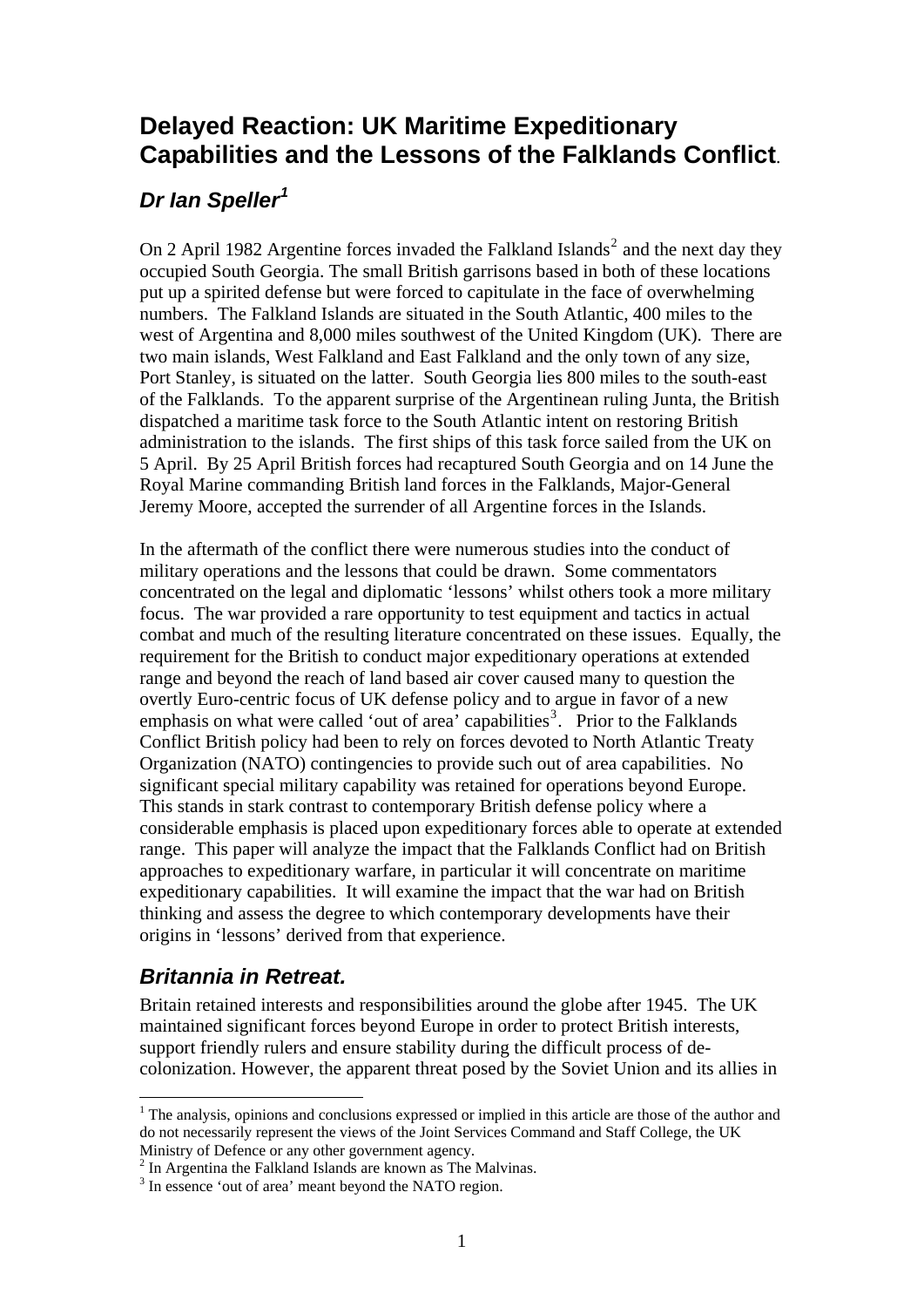# Delayed Reaction: UK Maritime Expeditionary Capabilities and the Lessons of the Falklands Conflict.

## *Dr Ian Speller*[1]

On 2 April 1982 Argentine forces invaded the Falkland Islands[2] and the next day they occupied South Georgia. The small British garrisons based in both of these locations put up a spirited defense but were forced to capitulate in the face of overwhelming numbers. The Falkland Islands are situated in the South Atlantic, 400 miles to the west of Argentina and 8,000 miles southwest of the United Kingdom (UK). There are two main islands, West Falkland and East Falkland and the only town of any size, Port Stanley, is situated on the latter. South Georgia lies 800 miles to the south-east of the Falklands. To the apparent surprise of the Argentinean ruling Junta, the British dispatched a maritime task force to the South Atlantic intent on restoring British administration to the islands. The first ships of this task force sailed from the UK on 5 April. By 25 April British forces had recaptured South Georgia and on 14 June the Royal Marine commanding British land forces in the Falklands, Major-General Jeremy Moore, accepted the surrender of all Argentine forces in the Islands.

In the aftermath of the conflict there were numerous studies into the conduct of military operations and the lessons that could be drawn. Some commentators concentrated on the legal and diplomatic 'lessons' whilst others took a more military focus. The war provided a rare opportunity to test equipment and tactics in actual combat and much of the resulting literature concentrated on these issues. Equally, the requirement for the British to conduct major expeditionary operations at extended range and beyond the reach of land based air cover caused many to question the overtly Euro-centric focus of UK defense policy and to argue in favor of a new emphasis on what were called 'out of area' capabilities[3]. Prior to the Falklands Conflict British policy had been to rely on forces devoted to North Atlantic Treaty Organization (NATO) contingencies to provide such out of area capabilities. No significant special military capability was retained for operations beyond Europe. This stands in stark contrast to contemporary British defense policy where a considerable emphasis is placed upon expeditionary forces able to operate at extended range. This paper will analyze the impact that the Falklands Conflict had on British approaches to expeditionary warfare, in particular it will concentrate on maritime expeditionary capabilities. It will examine the impact that the war had on British thinking and assess the degree to which contemporary developments have their origins in 'lessons' derived from that experience.

## *Britannia in Retreat.*

Britain retained interests and responsibilities around the globe after 1945. The UK maintained significant forces beyond Europe in order to protect British interests, support friendly rulers and ensure stability during the difficult process of de-colonization. However, the apparent threat posed by the Soviet Union and its allies in

---

[1] The analysis, opinions and conclusions expressed or implied in this article are those of the author and do not necessarily represent the views of the Joint Services Command and Staff College, the UK Ministry of Defence or any other government agency.

[2] In Argentina the Falkland Islands are known as The Malvinas.

[3] In essence 'out of area' meant beyond the NATO region.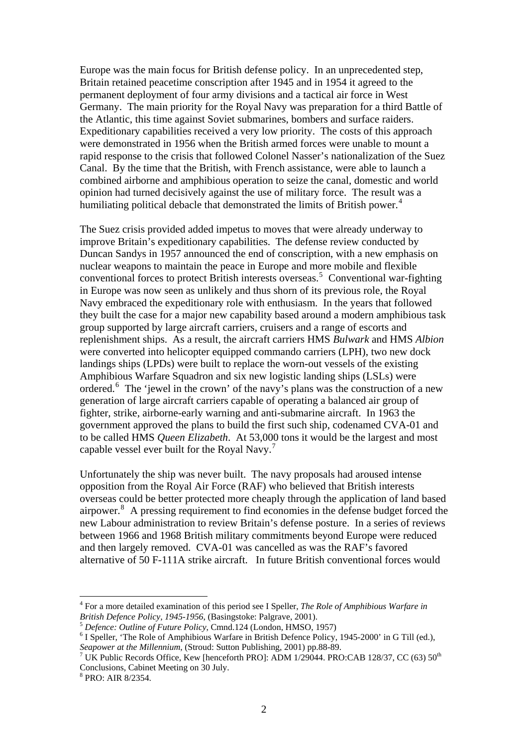Europe was the main focus for British defense policy. In an unprecedented step, Britain retained peacetime conscription after 1945 and in 1954 it agreed to the permanent deployment of four army divisions and a tactical air force in West Germany. The main priority for the Royal Navy was preparation for a third Battle of the Atlantic, this time against Soviet submarines, bombers and surface raiders. Expeditionary capabilities received a very low priority. The costs of this approach were demonstrated in 1956 when the British armed forces were unable to mount a rapid response to the crisis that followed Colonel Nasser's nationalization of the Suez Canal. By the time that the British, with French assistance, were able to launch a combined airborne and amphibious operation to seize the canal, domestic and world opinion had turned decisively against the use of military force. The result was a humiliating political debacle that demonstrated the limits of British power.[4]

The Suez crisis provided added impetus to moves that were already underway to improve Britain's expeditionary capabilities. The defense review conducted by Duncan Sandys in 1957 announced the end of conscription, with a new emphasis on nuclear weapons to maintain the peace in Europe and more mobile and flexible conventional forces to protect British interests overseas.[5] Conventional war-fighting in Europe was now seen as unlikely and thus shorn of its previous role, the Royal Navy embraced the expeditionary role with enthusiasm. In the years that followed they built the case for a major new capability based around a modern amphibious task group supported by large aircraft carriers, cruisers and a range of escorts and replenishment ships. As a result, the aircraft carriers HMS *Bulwark* and HMS *Albion* were converted into helicopter equipped commando carriers (LPH), two new dock landings ships (LPDs) were built to replace the worn-out vessels of the existing Amphibious Warfare Squadron and six new logistic landing ships (LSLs) were ordered.[6] The 'jewel in the crown' of the navy's plans was the construction of a new generation of large aircraft carriers capable of operating a balanced air group of fighter, strike, airborne-early warning and anti-submarine aircraft. In 1963 the government approved the plans to build the first such ship, codenamed CVA-01 and to be called HMS *Queen Elizabeth*. At 53,000 tons it would be the largest and most capable vessel ever built for the Royal Navy.[7]

Unfortunately the ship was never built. The navy proposals had aroused intense opposition from the Royal Air Force (RAF) who believed that British interests overseas could be better protected more cheaply through the application of land based airpower.[8] A pressing requirement to find economies in the defense budget forced the new Labour administration to review Britain's defense posture. In a series of reviews between 1966 and 1968 British military commitments beyond Europe were reduced and then largely removed. CVA-01 was cancelled as was the RAF's favored alternative of 50 F-111A strike aircraft. In future British conventional forces would

---

[4] For a more detailed examination of this period see I Speller, *The Role of Amphibious Warfare in British Defence Policy, 1945-1956*, (Basingstoke: Palgrave, 2001).

[5] *Defence: Outline of Future Policy*, Cmnd.124 (London, HMSO, 1957)

[6] I Speller, 'The Role of Amphibious Warfare in British Defence Policy, 1945-2000' in G Till (ed.), *Seapower at the Millennium*, (Stroud: Sutton Publishing, 2001) pp.88-89.

[7] UK Public Records Office, Kew [henceforth PRO]: ADM 1/29044. PRO:CAB 128/37, CC (63) 50th Conclusions, Cabinet Meeting on 30 July.

[8] PRO: AIR 8/2354.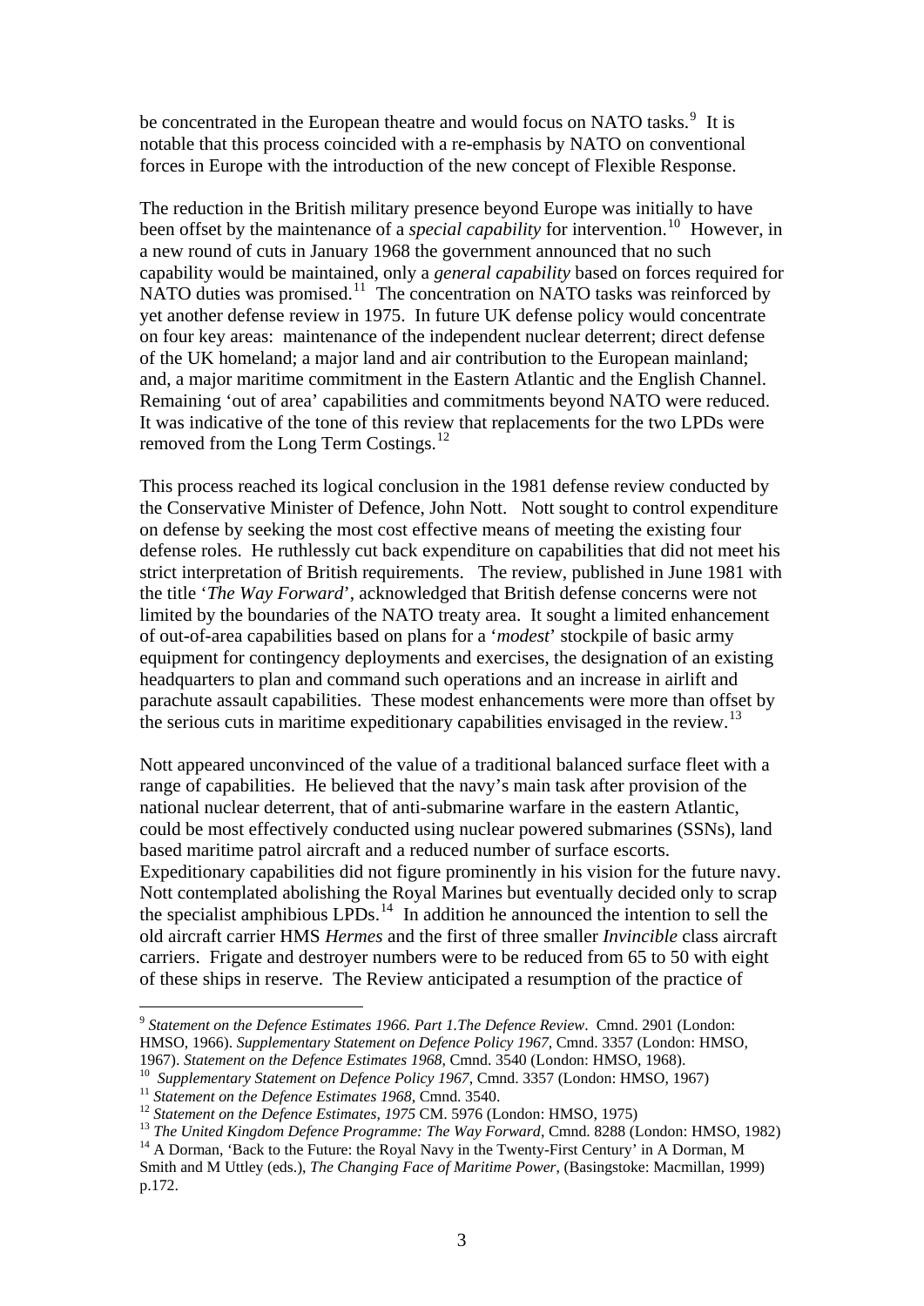be concentrated in the European theatre and would focus on NATO tasks.[9] It is notable that this process coincided with a re-emphasis by NATO on conventional forces in Europe with the introduction of the new concept of Flexible Response.

The reduction in the British military presence beyond Europe was initially to have been offset by the maintenance of a *special capability* for intervention.[10] However, in a new round of cuts in January 1968 the government announced that no such capability would be maintained, only a *general capability* based on forces required for NATO duties was promised.[11] The concentration on NATO tasks was reinforced by yet another defense review in 1975. In future UK defense policy would concentrate on four key areas: maintenance of the independent nuclear deterrent; direct defense of the UK homeland; a major land and air contribution to the European mainland; and, a major maritime commitment in the Eastern Atlantic and the English Channel. Remaining 'out of area' capabilities and commitments beyond NATO were reduced. It was indicative of the tone of this review that replacements for the two LPDs were removed from the Long Term Costings.[12]

This process reached its logical conclusion in the 1981 defense review conducted by the Conservative Minister of Defence, John Nott. Nott sought to control expenditure on defense by seeking the most cost effective means of meeting the existing four defense roles. He ruthlessly cut back expenditure on capabilities that did not meet his strict interpretation of British requirements. The review, published in June 1981 with the title '*The Way Forward*', acknowledged that British defense concerns were not limited by the boundaries of the NATO treaty area. It sought a limited enhancement of out-of-area capabilities based on plans for a '*modest*' stockpile of basic army equipment for contingency deployments and exercises, the designation of an existing headquarters to plan and command such operations and an increase in airlift and parachute assault capabilities. These modest enhancements were more than offset by the serious cuts in maritime expeditionary capabilities envisaged in the review.[13]

Nott appeared unconvinced of the value of a traditional balanced surface fleet with a range of capabilities. He believed that the navy's main task after provision of the national nuclear deterrent, that of anti-submarine warfare in the eastern Atlantic, could be most effectively conducted using nuclear powered submarines (SSNs), land based maritime patrol aircraft and a reduced number of surface escorts. Expeditionary capabilities did not figure prominently in his vision for the future navy. Nott contemplated abolishing the Royal Marines but eventually decided only to scrap the specialist amphibious LPDs.[14] In addition he announced the intention to sell the old aircraft carrier HMS *Hermes* and the first of three smaller *Invincible* class aircraft carriers. Frigate and destroyer numbers were to be reduced from 65 to 50 with eight of these ships in reserve. The Review anticipated a resumption of the practice of

---

[9] *Statement on the Defence Estimates 1966. Part 1.The Defence Review*. Cmnd. 2901 (London: HMSO, 1966). *Supplementary Statement on Defence Policy 1967*, Cmnd. 3357 (London: HMSO, 1967). *Statement on the Defence Estimates 1968*, Cmnd. 3540 (London: HMSO, 1968).

[10] *Supplementary Statement on Defence Policy 1967*, Cmnd. 3357 (London: HMSO, 1967)

[11] *Statement on the Defence Estimates 1968*, Cmnd. 3540.

[12] *Statement on the Defence Estimates, 1975* CM. 5976 (London: HMSO, 1975)

[13] *The United Kingdom Defence Programme: The Way Forward*, Cmnd. 8288 (London: HMSO, 1982)

[14] A Dorman, 'Back to the Future: the Royal Navy in the Twenty-First Century' in A Dorman, M Smith and M Uttley (eds.), *The Changing Face of Maritime Power*, (Basingstoke: Macmillan, 1999) p.172.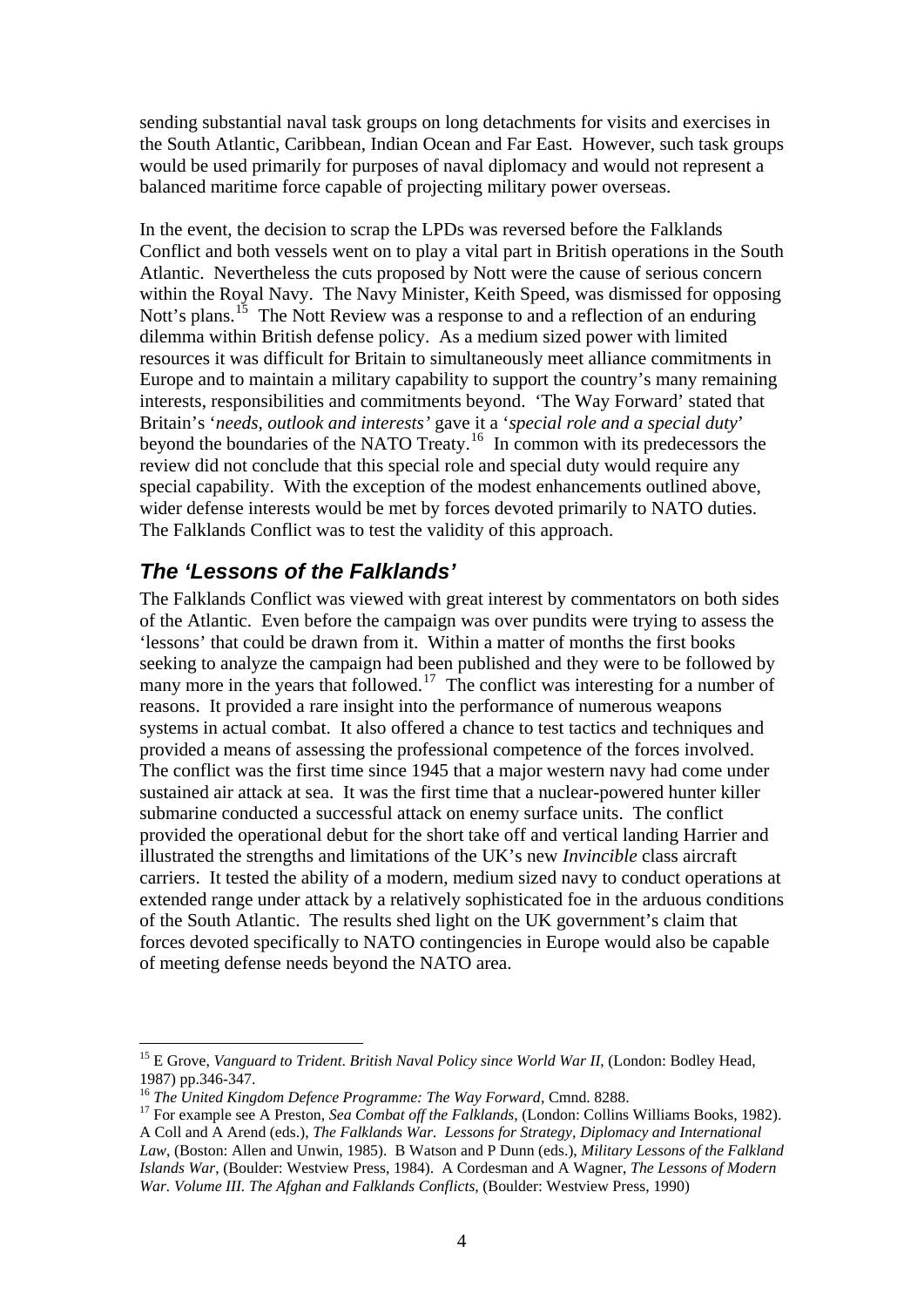sending substantial naval task groups on long detachments for visits and exercises in the South Atlantic, Caribbean, Indian Ocean and Far East. However, such task groups would be used primarily for purposes of naval diplomacy and would not represent a balanced maritime force capable of projecting military power overseas.

In the event, the decision to scrap the LPDs was reversed before the Falklands Conflict and both vessels went on to play a vital part in British operations in the South Atlantic. Nevertheless the cuts proposed by Nott were the cause of serious concern within the Royal Navy. The Navy Minister, Keith Speed, was dismissed for opposing Nott's plans.[15] The Nott Review was a response to and a reflection of an enduring dilemma within British defense policy. As a medium sized power with limited resources it was difficult for Britain to simultaneously meet alliance commitments in Europe and to maintain a military capability to support the country's many remaining interests, responsibilities and commitments beyond. 'The Way Forward' stated that Britain's '*needs, outlook and interests'* gave it a '*special role and a special duty*' beyond the boundaries of the NATO Treaty.[16] In common with its predecessors the review did not conclude that this special role and special duty would require any special capability. With the exception of the modest enhancements outlined above, wider defense interests would be met by forces devoted primarily to NATO duties. The Falklands Conflict was to test the validity of this approach.

## *The 'Lessons of the Falklands'*

The Falklands Conflict was viewed with great interest by commentators on both sides of the Atlantic. Even before the campaign was over pundits were trying to assess the 'lessons' that could be drawn from it. Within a matter of months the first books seeking to analyze the campaign had been published and they were to be followed by many more in the years that followed.[17] The conflict was interesting for a number of reasons. It provided a rare insight into the performance of numerous weapons systems in actual combat. It also offered a chance to test tactics and techniques and provided a means of assessing the professional competence of the forces involved. The conflict was the first time since 1945 that a major western navy had come under sustained air attack at sea. It was the first time that a nuclear-powered hunter killer submarine conducted a successful attack on enemy surface units. The conflict provided the operational debut for the short take off and vertical landing Harrier and illustrated the strengths and limitations of the UK's new *Invincible* class aircraft carriers. It tested the ability of a modern, medium sized navy to conduct operations at extended range under attack by a relatively sophisticated foe in the arduous conditions of the South Atlantic. The results shed light on the UK government's claim that forces devoted specifically to NATO contingencies in Europe would also be capable of meeting defense needs beyond the NATO area.

---

[15] E Grove, *Vanguard to Trident. British Naval Policy since World War II*, (London: Bodley Head, 1987) pp.346-347.

[16] *The United Kingdom Defence Programme: The Way Forward*, Cmnd. 8288.

[17] For example see A Preston, *Sea Combat off the Falklands*, (London: Collins Williams Books, 1982). A Coll and A Arend (eds.), *The Falklands War. Lessons for Strategy, Diplomacy and International Law*, (Boston: Allen and Unwin, 1985). B Watson and P Dunn (eds.), *Military Lessons of the Falkland Islands War*, (Boulder: Westview Press, 1984). A Cordesman and A Wagner, *The Lessons of Modern War. Volume III. The Afghan and Falklands Conflicts*, (Boulder: Westview Press, 1990)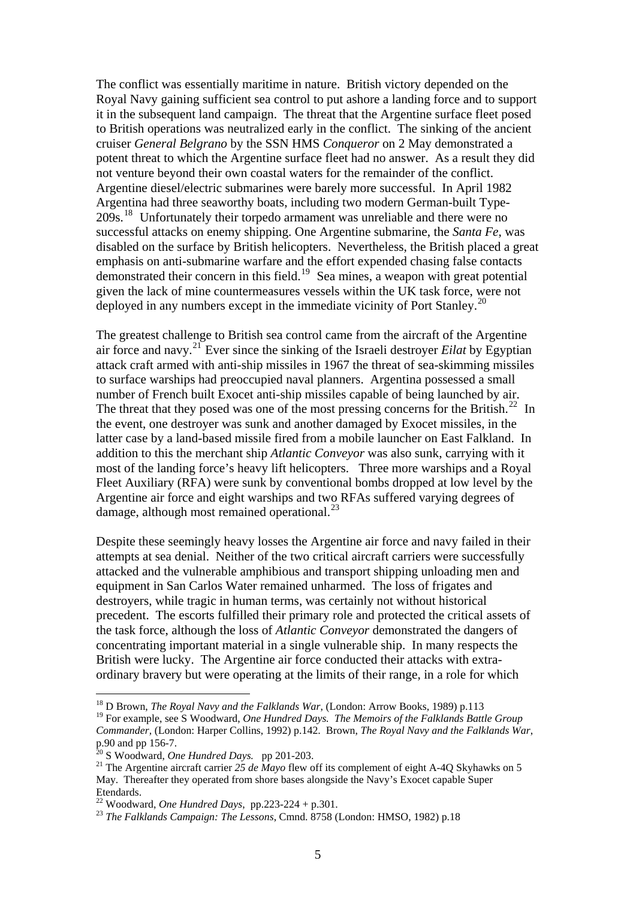The conflict was essentially maritime in nature. British victory depended on the Royal Navy gaining sufficient sea control to put ashore a landing force and to support it in the subsequent land campaign. The threat that the Argentine surface fleet posed to British operations was neutralized early in the conflict. The sinking of the ancient cruiser *General Belgrano* by the SSN HMS *Conqueror* on 2 May demonstrated a potent threat to which the Argentine surface fleet had no answer. As a result they did not venture beyond their own coastal waters for the remainder of the conflict. Argentine diesel/electric submarines were barely more successful. In April 1982 Argentina had three seaworthy boats, including two modern German-built Type-209s.[18] Unfortunately their torpedo armament was unreliable and there were no successful attacks on enemy shipping. One Argentine submarine, the *Santa Fe*, was disabled on the surface by British helicopters. Nevertheless, the British placed a great emphasis on anti-submarine warfare and the effort expended chasing false contacts demonstrated their concern in this field.[19] Sea mines, a weapon with great potential given the lack of mine countermeasures vessels within the UK task force, were not deployed in any numbers except in the immediate vicinity of Port Stanley.[20]

The greatest challenge to British sea control came from the aircraft of the Argentine air force and navy.[21] Ever since the sinking of the Israeli destroyer *Eilat* by Egyptian attack craft armed with anti-ship missiles in 1967 the threat of sea-skimming missiles to surface warships had preoccupied naval planners. Argentina possessed a small number of French built Exocet anti-ship missiles capable of being launched by air. The threat that they posed was one of the most pressing concerns for the British.[22] In the event, one destroyer was sunk and another damaged by Exocet missiles, in the latter case by a land-based missile fired from a mobile launcher on East Falkland. In addition to this the merchant ship *Atlantic Conveyor* was also sunk, carrying with it most of the landing force's heavy lift helicopters. Three more warships and a Royal Fleet Auxiliary (RFA) were sunk by conventional bombs dropped at low level by the Argentine air force and eight warships and two RFAs suffered varying degrees of damage, although most remained operational.[23]

Despite these seemingly heavy losses the Argentine air force and navy failed in their attempts at sea denial. Neither of the two critical aircraft carriers were successfully attacked and the vulnerable amphibious and transport shipping unloading men and equipment in San Carlos Water remained unharmed. The loss of frigates and destroyers, while tragic in human terms, was certainly not without historical precedent. The escorts fulfilled their primary role and protected the critical assets of the task force, although the loss of *Atlantic Conveyor* demonstrated the dangers of concentrating important material in a single vulnerable ship. In many respects the British were lucky. The Argentine air force conducted their attacks with extra-ordinary bravery but were operating at the limits of their range, in a role for which

---

[18] D Brown, *The Royal Navy and the Falklands War*, (London: Arrow Books, 1989) p.113

[19] For example, see S Woodward, *One Hundred Days. The Memoirs of the Falklands Battle Group Commander*, (London: Harper Collins, 1992) p.142. Brown, *The Royal Navy and the Falklands War*, p.90 and pp 156-7.

[20] S Woodward, *One Hundred Days.* pp 201-203.

[21] The Argentine aircraft carrier *25 de Mayo* flew off its complement of eight A-4Q Skyhawks on 5 May. Thereafter they operated from shore bases alongside the Navy's Exocet capable Super Etendards.

[22] Woodward, *One Hundred Days*, pp.223-224 + p.301.

[23] *The Falklands Campaign: The Lessons*, Cmnd. 8758 (London: HMSO, 1982) p.18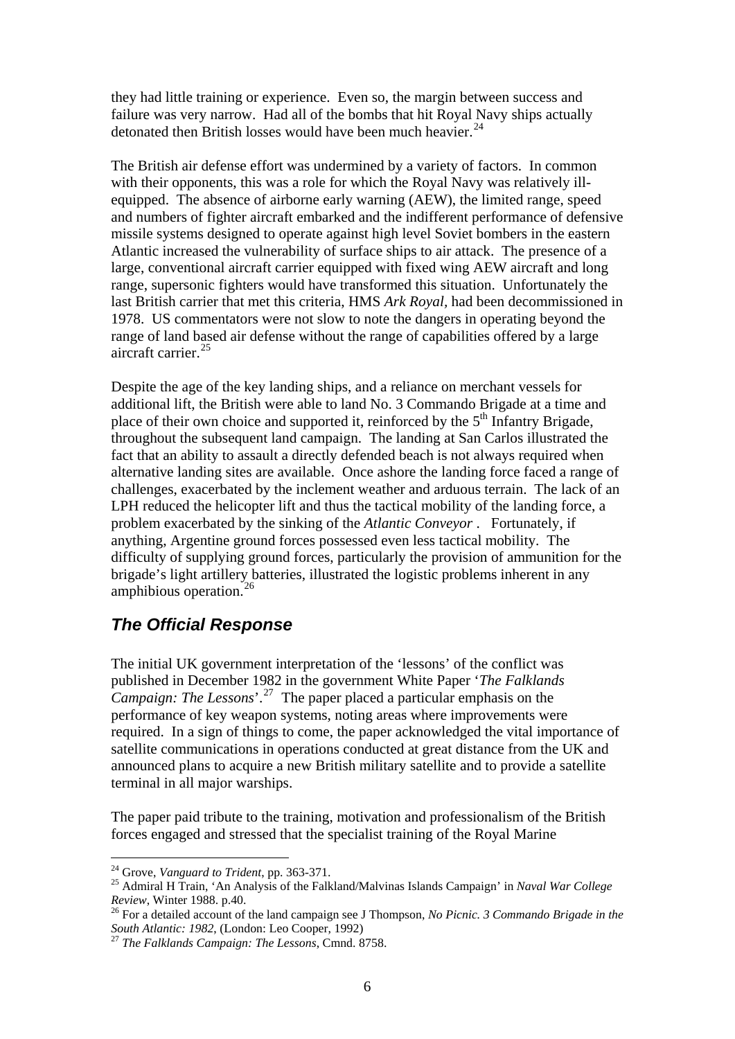they had little training or experience. Even so, the margin between success and failure was very narrow. Had all of the bombs that hit Royal Navy ships actually detonated then British losses would have been much heavier.[24]

The British air defense effort was undermined by a variety of factors. In common with their opponents, this was a role for which the Royal Navy was relatively ill-equipped. The absence of airborne early warning (AEW), the limited range, speed and numbers of fighter aircraft embarked and the indifferent performance of defensive missile systems designed to operate against high level Soviet bombers in the eastern Atlantic increased the vulnerability of surface ships to air attack. The presence of a large, conventional aircraft carrier equipped with fixed wing AEW aircraft and long range, supersonic fighters would have transformed this situation. Unfortunately the last British carrier that met this criteria, HMS *Ark Royal*, had been decommissioned in 1978. US commentators were not slow to note the dangers in operating beyond the range of land based air defense without the range of capabilities offered by a large aircraft carrier.[25]

Despite the age of the key landing ships, and a reliance on merchant vessels for additional lift, the British were able to land No. 3 Commando Brigade at a time and place of their own choice and supported it, reinforced by the 5th Infantry Brigade, throughout the subsequent land campaign. The landing at San Carlos illustrated the fact that an ability to assault a directly defended beach is not always required when alternative landing sites are available. Once ashore the landing force faced a range of challenges, exacerbated by the inclement weather and arduous terrain. The lack of an LPH reduced the helicopter lift and thus the tactical mobility of the landing force, a problem exacerbated by the sinking of the *Atlantic Conveyor* . Fortunately, if anything, Argentine ground forces possessed even less tactical mobility. The difficulty of supplying ground forces, particularly the provision of ammunition for the brigade's light artillery batteries, illustrated the logistic problems inherent in any amphibious operation.[26]

## The Official Response

The initial UK government interpretation of the 'lessons' of the conflict was published in December 1982 in the government White Paper '*The Falklands Campaign: The Lessons*'.[27] The paper placed a particular emphasis on the performance of key weapon systems, noting areas where improvements were required. In a sign of things to come, the paper acknowledged the vital importance of satellite communications in operations conducted at great distance from the UK and announced plans to acquire a new British military satellite and to provide a satellite terminal in all major warships.

The paper paid tribute to the training, motivation and professionalism of the British forces engaged and stressed that the specialist training of the Royal Marine

---

[24] Grove, *Vanguard to Trident*, pp. 363-371.

[25] Admiral H Train, 'An Analysis of the Falkland/Malvinas Islands Campaign' in *Naval War College Review*, Winter 1988. p.40.

[26] For a detailed account of the land campaign see J Thompson, *No Picnic. 3 Commando Brigade in the South Atlantic: 1982*, (London: Leo Cooper, 1992)

[27] *The Falklands Campaign: The Lessons*, Cmnd. 8758.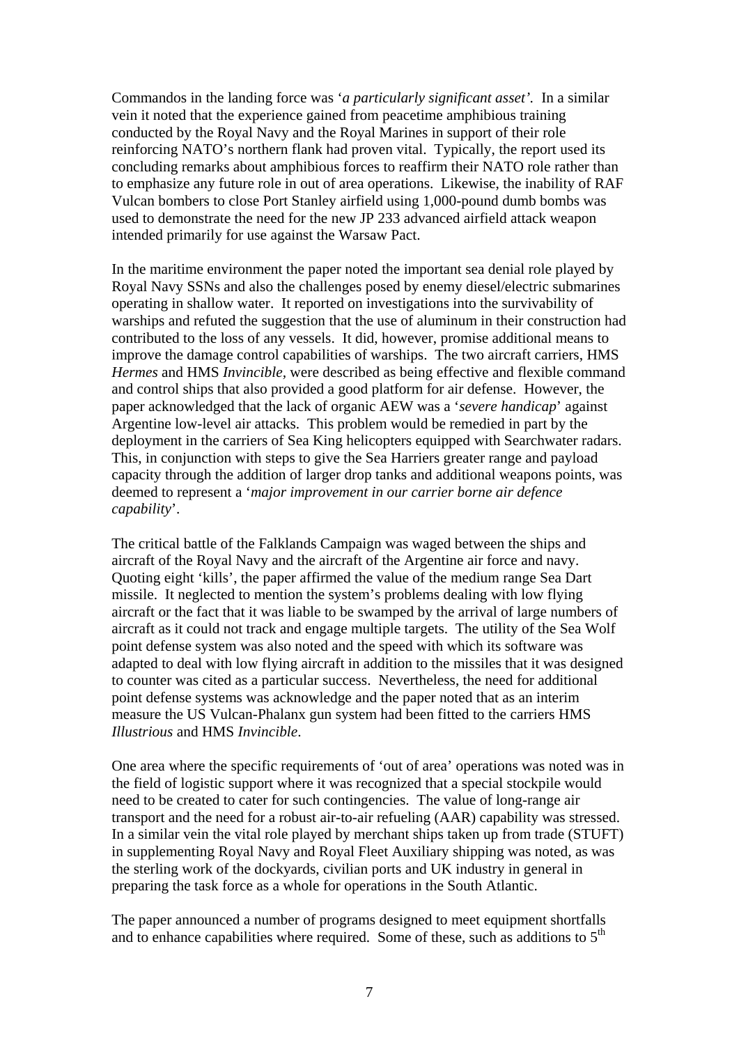Commandos in the landing force was '*a particularly significant asset'*. In a similar vein it noted that the experience gained from peacetime amphibious training conducted by the Royal Navy and the Royal Marines in support of their role reinforcing NATO's northern flank had proven vital. Typically, the report used its concluding remarks about amphibious forces to reaffirm their NATO role rather than to emphasize any future role in out of area operations. Likewise, the inability of RAF Vulcan bombers to close Port Stanley airfield using 1,000-pound dumb bombs was used to demonstrate the need for the new JP 233 advanced airfield attack weapon intended primarily for use against the Warsaw Pact.

In the maritime environment the paper noted the important sea denial role played by Royal Navy SSNs and also the challenges posed by enemy diesel/electric submarines operating in shallow water. It reported on investigations into the survivability of warships and refuted the suggestion that the use of aluminum in their construction had contributed to the loss of any vessels. It did, however, promise additional means to improve the damage control capabilities of warships. The two aircraft carriers, HMS *Hermes* and HMS *Invincible*, were described as being effective and flexible command and control ships that also provided a good platform for air defense. However, the paper acknowledged that the lack of organic AEW was a '*severe handicap*' against Argentine low-level air attacks. This problem would be remedied in part by the deployment in the carriers of Sea King helicopters equipped with Searchwater radars. This, in conjunction with steps to give the Sea Harriers greater range and payload capacity through the addition of larger drop tanks and additional weapons points, was deemed to represent a '*major improvement in our carrier borne air defence capability*'.

The critical battle of the Falklands Campaign was waged between the ships and aircraft of the Royal Navy and the aircraft of the Argentine air force and navy. Quoting eight 'kills', the paper affirmed the value of the medium range Sea Dart missile. It neglected to mention the system's problems dealing with low flying aircraft or the fact that it was liable to be swamped by the arrival of large numbers of aircraft as it could not track and engage multiple targets. The utility of the Sea Wolf point defense system was also noted and the speed with which its software was adapted to deal with low flying aircraft in addition to the missiles that it was designed to counter was cited as a particular success. Nevertheless, the need for additional point defense systems was acknowledge and the paper noted that as an interim measure the US Vulcan-Phalanx gun system had been fitted to the carriers HMS *Illustrious* and HMS *Invincible*.

One area where the specific requirements of 'out of area' operations was noted was in the field of logistic support where it was recognized that a special stockpile would need to be created to cater for such contingencies. The value of long-range air transport and the need for a robust air-to-air refueling (AAR) capability was stressed. In a similar vein the vital role played by merchant ships taken up from trade (STUFT) in supplementing Royal Navy and Royal Fleet Auxiliary shipping was noted, as was the sterling work of the dockyards, civilian ports and UK industry in general in preparing the task force as a whole for operations in the South Atlantic.

The paper announced a number of programs designed to meet equipment shortfalls and to enhance capabilities where required. Some of these, such as additions to 5th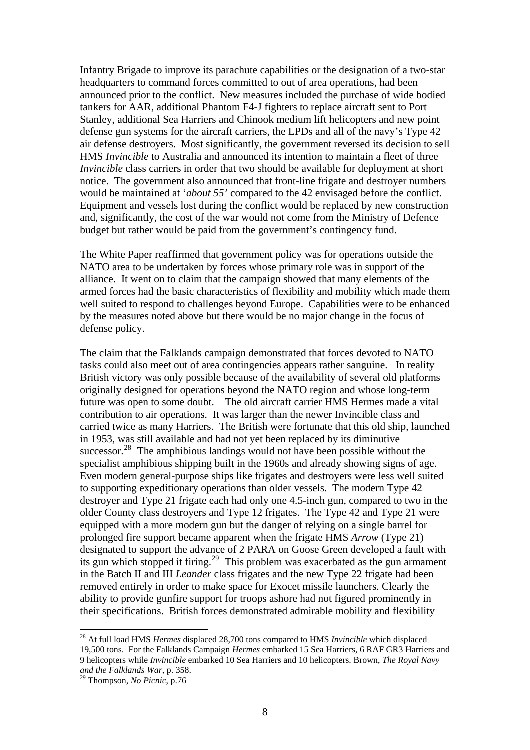Infantry Brigade to improve its parachute capabilities or the designation of a two-star headquarters to command forces committed to out of area operations, had been announced prior to the conflict. New measures included the purchase of wide bodied tankers for AAR, additional Phantom F4-J fighters to replace aircraft sent to Port Stanley, additional Sea Harriers and Chinook medium lift helicopters and new point defense gun systems for the aircraft carriers, the LPDs and all of the navy's Type 42 air defense destroyers. Most significantly, the government reversed its decision to sell HMS *Invincible* to Australia and announced its intention to maintain a fleet of three *Invincible* class carriers in order that two should be available for deployment at short notice. The government also announced that front-line frigate and destroyer numbers would be maintained at '*about 55'* compared to the 42 envisaged before the conflict. Equipment and vessels lost during the conflict would be replaced by new construction and, significantly, the cost of the war would not come from the Ministry of Defence budget but rather would be paid from the government's contingency fund.

The White Paper reaffirmed that government policy was for operations outside the NATO area to be undertaken by forces whose primary role was in support of the alliance. It went on to claim that the campaign showed that many elements of the armed forces had the basic characteristics of flexibility and mobility which made them well suited to respond to challenges beyond Europe. Capabilities were to be enhanced by the measures noted above but there would be no major change in the focus of defense policy.

The claim that the Falklands campaign demonstrated that forces devoted to NATO tasks could also meet out of area contingencies appears rather sanguine. In reality British victory was only possible because of the availability of several old platforms originally designed for operations beyond the NATO region and whose long-term future was open to some doubt. The old aircraft carrier HMS Hermes made a vital contribution to air operations. It was larger than the newer Invincible class and carried twice as many Harriers. The British were fortunate that this old ship, launched in 1953, was still available and had not yet been replaced by its diminutive successor.[28] The amphibious landings would not have been possible without the specialist amphibious shipping built in the 1960s and already showing signs of age. Even modern general-purpose ships like frigates and destroyers were less well suited to supporting expeditionary operations than older vessels. The modern Type 42 destroyer and Type 21 frigate each had only one 4.5-inch gun, compared to two in the older County class destroyers and Type 12 frigates. The Type 42 and Type 21 were equipped with a more modern gun but the danger of relying on a single barrel for prolonged fire support became apparent when the frigate HMS *Arrow* (Type 21) designated to support the advance of 2 PARA on Goose Green developed a fault with its gun which stopped it firing.[29] This problem was exacerbated as the gun armament in the Batch II and III *Leander* class frigates and the new Type 22 frigate had been removed entirely in order to make space for Exocet missile launchers. Clearly the ability to provide gunfire support for troops ashore had not figured prominently in their specifications. British forces demonstrated admirable mobility and flexibility

---

[28] At full load HMS *Hermes* displaced 28,700 tons compared to HMS *Invincible* which displaced 19,500 tons. For the Falklands Campaign *Hermes* embarked 15 Sea Harriers, 6 RAF GR3 Harriers and 9 helicopters while *Invincible* embarked 10 Sea Harriers and 10 helicopters. Brown, *The Royal Navy and the Falklands War*, p. 358.

[29] Thompson, *No Picnic*, p.76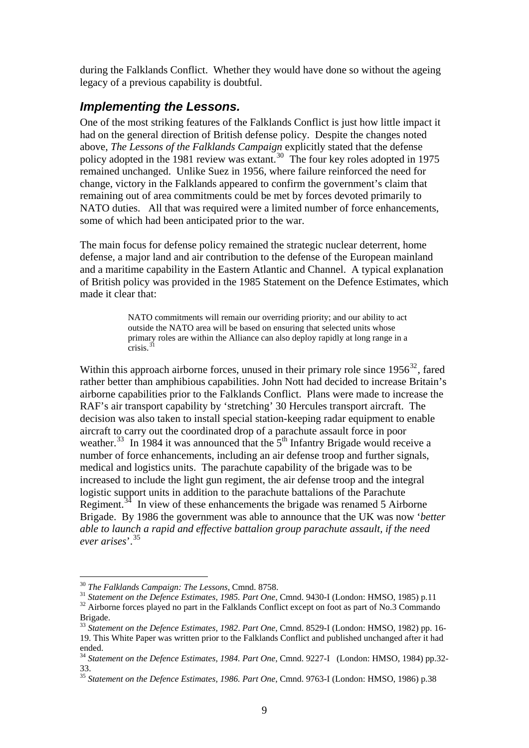during the Falklands Conflict. Whether they would have done so without the ageing legacy of a previous capability is doubtful.

## *Implementing the Lessons.*

One of the most striking features of the Falklands Conflict is just how little impact it had on the general direction of British defense policy. Despite the changes noted above, *The Lessons of the Falklands Campaign* explicitly stated that the defense policy adopted in the 1981 review was extant.[30] The four key roles adopted in 1975 remained unchanged. Unlike Suez in 1956, where failure reinforced the need for change, victory in the Falklands appeared to confirm the government's claim that remaining out of area commitments could be met by forces devoted primarily to NATO duties. All that was required were a limited number of force enhancements, some of which had been anticipated prior to the war.

The main focus for defense policy remained the strategic nuclear deterrent, home defense, a major land and air contribution to the defense of the European mainland and a maritime capability in the Eastern Atlantic and Channel. A typical explanation of British policy was provided in the 1985 Statement on the Defence Estimates, which made it clear that:

> NATO commitments will remain our overriding priority; and our ability to act outside the NATO area will be based on ensuring that selected units whose primary roles are within the Alliance can also deploy rapidly at long range in a crisis.[31]

Within this approach airborne forces, unused in their primary role since 1956[32], fared rather better than amphibious capabilities. John Nott had decided to increase Britain's airborne capabilities prior to the Falklands Conflict. Plans were made to increase the RAF's air transport capability by 'stretching' 30 Hercules transport aircraft. The decision was also taken to install special station-keeping radar equipment to enable aircraft to carry out the coordinated drop of a parachute assault force in poor weather.[33] In 1984 it was announced that the 5th Infantry Brigade would receive a number of force enhancements, including an air defense troop and further signals, medical and logistics units. The parachute capability of the brigade was to be increased to include the light gun regiment, the air defense troop and the integral logistic support units in addition to the parachute battalions of the Parachute Regiment.[34] In view of these enhancements the brigade was renamed 5 Airborne Brigade. By 1986 the government was able to announce that the UK was now '*better able to launch a rapid and effective battalion group parachute assault, if the need ever arises*'.[35]

---

[30] *The Falklands Campaign: The Lessons*, Cmnd. 8758.

[31] *Statement on the Defence Estimates, 1985. Part One*, Cmnd. 9430-I (London: HMSO, 1985) p.11

[32] Airborne forces played no part in the Falklands Conflict except on foot as part of No.3 Commando Brigade.

[33] *Statement on the Defence Estimates, 1982. Part One*, Cmnd. 8529-I (London: HMSO, 1982) pp. 16-19. This White Paper was written prior to the Falklands Conflict and published unchanged after it had ended.

[34] *Statement on the Defence Estimates, 1984. Part One*, Cmnd. 9227-I (London: HMSO, 1984) pp.32-33.

[35] *Statement on the Defence Estimates, 1986. Part One*, Cmnd. 9763-I (London: HMSO, 1986) p.38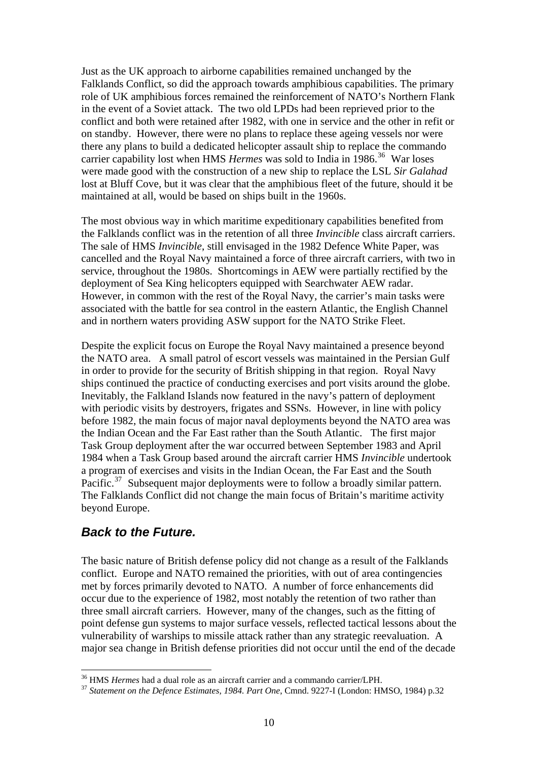Just as the UK approach to airborne capabilities remained unchanged by the Falklands Conflict, so did the approach towards amphibious capabilities. The primary role of UK amphibious forces remained the reinforcement of NATO's Northern Flank in the event of a Soviet attack. The two old LPDs had been reprieved prior to the conflict and both were retained after 1982, with one in service and the other in refit or on standby. However, there were no plans to replace these ageing vessels nor were there any plans to build a dedicated helicopter assault ship to replace the commando carrier capability lost when HMS *Hermes* was sold to India in 1986.[36] War loses were made good with the construction of a new ship to replace the LSL *Sir Galahad* lost at Bluff Cove, but it was clear that the amphibious fleet of the future, should it be maintained at all, would be based on ships built in the 1960s.

The most obvious way in which maritime expeditionary capabilities benefited from the Falklands conflict was in the retention of all three *Invincible* class aircraft carriers. The sale of HMS *Invincible*, still envisaged in the 1982 Defence White Paper, was cancelled and the Royal Navy maintained a force of three aircraft carriers, with two in service, throughout the 1980s. Shortcomings in AEW were partially rectified by the deployment of Sea King helicopters equipped with Searchwater AEW radar. However, in common with the rest of the Royal Navy, the carrier's main tasks were associated with the battle for sea control in the eastern Atlantic, the English Channel and in northern waters providing ASW support for the NATO Strike Fleet.

Despite the explicit focus on Europe the Royal Navy maintained a presence beyond the NATO area. A small patrol of escort vessels was maintained in the Persian Gulf in order to provide for the security of British shipping in that region. Royal Navy ships continued the practice of conducting exercises and port visits around the globe. Inevitably, the Falkland Islands now featured in the navy's pattern of deployment with periodic visits by destroyers, frigates and SSNs. However, in line with policy before 1982, the main focus of major naval deployments beyond the NATO area was the Indian Ocean and the Far East rather than the South Atlantic. The first major Task Group deployment after the war occurred between September 1983 and April 1984 when a Task Group based around the aircraft carrier HMS *Invincible* undertook a program of exercises and visits in the Indian Ocean, the Far East and the South Pacific.[37] Subsequent major deployments were to follow a broadly similar pattern. The Falklands Conflict did not change the main focus of Britain's maritime activity beyond Europe.

## ***Back to the Future.***

The basic nature of British defense policy did not change as a result of the Falklands conflict. Europe and NATO remained the priorities, with out of area contingencies met by forces primarily devoted to NATO. A number of force enhancements did occur due to the experience of 1982, most notably the retention of two rather than three small aircraft carriers. However, many of the changes, such as the fitting of point defense gun systems to major surface vessels, reflected tactical lessons about the vulnerability of warships to missile attack rather than any strategic reevaluation. A major sea change in British defense priorities did not occur until the end of the decade

---

[36] HMS *Hermes* had a dual role as an aircraft carrier and a commando carrier/LPH.

[37] *Statement on the Defence Estimates, 1984. Part One*, Cmnd. 9227-I (London: HMSO, 1984) p.32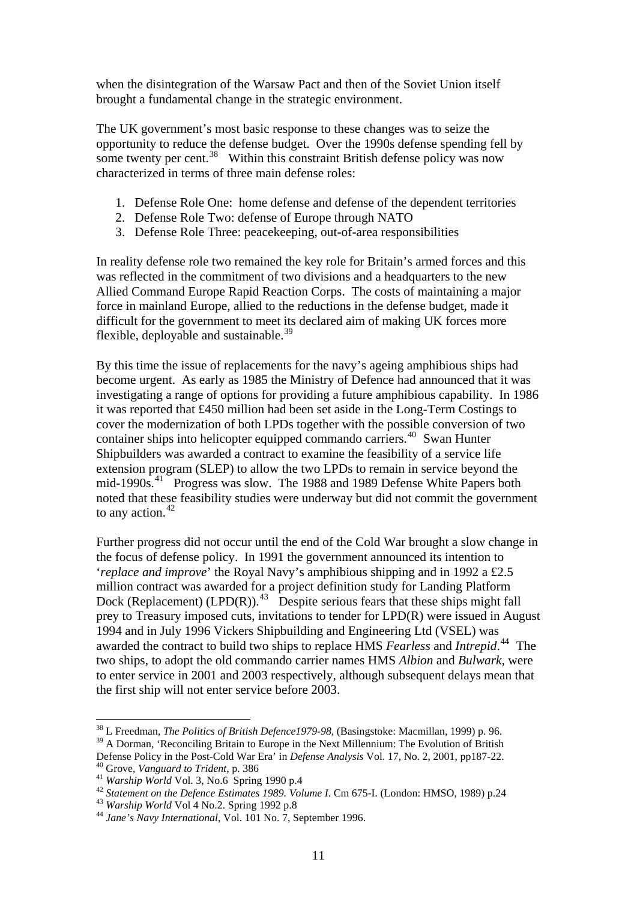when the disintegration of the Warsaw Pact and then of the Soviet Union itself brought a fundamental change in the strategic environment.

The UK government's most basic response to these changes was to seize the opportunity to reduce the defense budget. Over the 1990s defense spending fell by some twenty per cent.[38] Within this constraint British defense policy was now characterized in terms of three main defense roles:

1. Defense Role One: home defense and defense of the dependent territories
2. Defense Role Two: defense of Europe through NATO
3. Defense Role Three: peacekeeping, out-of-area responsibilities

In reality defense role two remained the key role for Britain's armed forces and this was reflected in the commitment of two divisions and a headquarters to the new Allied Command Europe Rapid Reaction Corps. The costs of maintaining a major force in mainland Europe, allied to the reductions in the defense budget, made it difficult for the government to meet its declared aim of making UK forces more flexible, deployable and sustainable.[39]

By this time the issue of replacements for the navy's ageing amphibious ships had become urgent. As early as 1985 the Ministry of Defence had announced that it was investigating a range of options for providing a future amphibious capability. In 1986 it was reported that £450 million had been set aside in the Long-Term Costings to cover the modernization of both LPDs together with the possible conversion of two container ships into helicopter equipped commando carriers.[40] Swan Hunter Shipbuilders was awarded a contract to examine the feasibility of a service life extension program (SLEP) to allow the two LPDs to remain in service beyond the mid-1990s.[41] Progress was slow. The 1988 and 1989 Defense White Papers both noted that these feasibility studies were underway but did not commit the government to any action.[42]

Further progress did not occur until the end of the Cold War brought a slow change in the focus of defense policy. In 1991 the government announced its intention to '*replace and improve*' the Royal Navy's amphibious shipping and in 1992 a £2.5 million contract was awarded for a project definition study for Landing Platform Dock (Replacement) (LPD(R)).[43] Despite serious fears that these ships might fall prey to Treasury imposed cuts, invitations to tender for LPD(R) were issued in August 1994 and in July 1996 Vickers Shipbuilding and Engineering Ltd (VSEL) was awarded the contract to build two ships to replace HMS *Fearless* and *Intrepid*.[44] The two ships, to adopt the old commando carrier names HMS *Albion* and *Bulwark*, were to enter service in 2001 and 2003 respectively, although subsequent delays mean that the first ship will not enter service before 2003.

---

[38] L Freedman, *The Politics of British Defence1979-98*, (Basingstoke: Macmillan, 1999) p. 96.

[39] A Dorman, 'Reconciling Britain to Europe in the Next Millennium: The Evolution of British Defense Policy in the Post-Cold War Era' in *Defense Analysis* Vol. 17, No. 2, 2001, pp187-22.

[40] Grove, *Vanguard to Trident*, p. 386

[41] *Warship World* Vol. 3, No.6 Spring 1990 p.4

[42] *Statement on the Defence Estimates 1989. Volume I*. Cm 675-I. (London: HMSO, 1989) p.24

[43] *Warship World* Vol 4 No.2. Spring 1992 p.8

[44] *Jane's Navy International*, Vol. 101 No. 7, September 1996.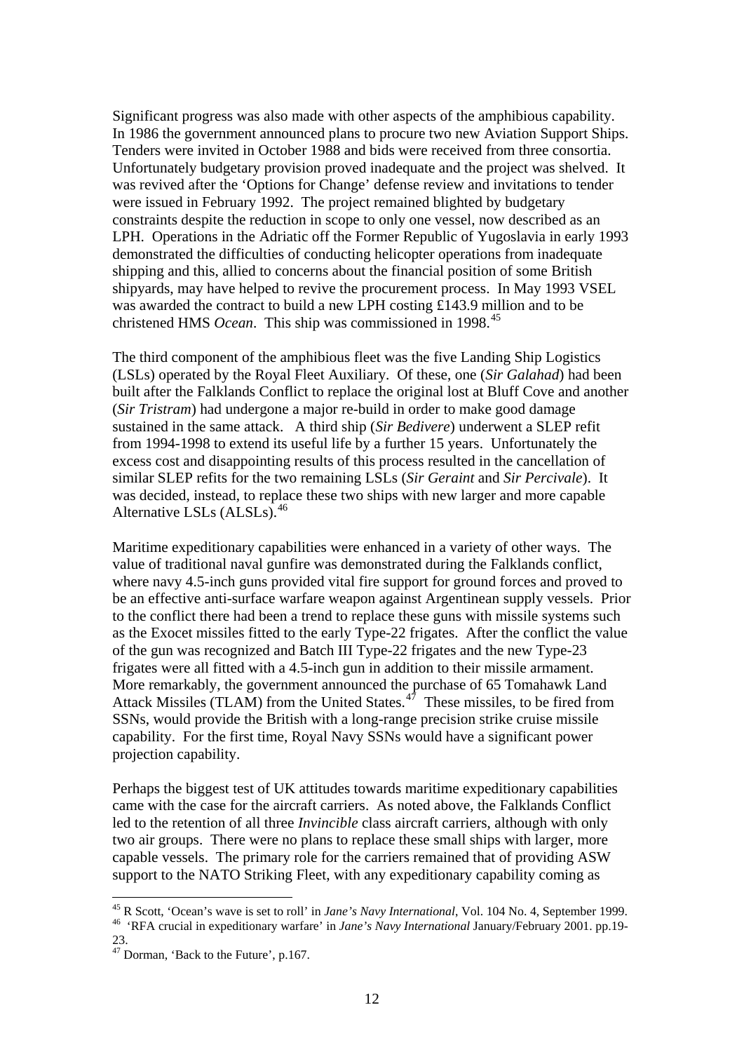Significant progress was also made with other aspects of the amphibious capability. In 1986 the government announced plans to procure two new Aviation Support Ships. Tenders were invited in October 1988 and bids were received from three consortia. Unfortunately budgetary provision proved inadequate and the project was shelved. It was revived after the 'Options for Change' defense review and invitations to tender were issued in February 1992. The project remained blighted by budgetary constraints despite the reduction in scope to only one vessel, now described as an LPH. Operations in the Adriatic off the Former Republic of Yugoslavia in early 1993 demonstrated the difficulties of conducting helicopter operations from inadequate shipping and this, allied to concerns about the financial position of some British shipyards, may have helped to revive the procurement process. In May 1993 VSEL was awarded the contract to build a new LPH costing £143.9 million and to be christened HMS *Ocean*. This ship was commissioned in 1998.[45]

The third component of the amphibious fleet was the five Landing Ship Logistics (LSLs) operated by the Royal Fleet Auxiliary. Of these, one (*Sir Galahad*) had been built after the Falklands Conflict to replace the original lost at Bluff Cove and another (*Sir Tristram*) had undergone a major re-build in order to make good damage sustained in the same attack. A third ship (*Sir Bedivere*) underwent a SLEP refit from 1994-1998 to extend its useful life by a further 15 years. Unfortunately the excess cost and disappointing results of this process resulted in the cancellation of similar SLEP refits for the two remaining LSLs (*Sir Geraint* and *Sir Percivale*). It was decided, instead, to replace these two ships with new larger and more capable Alternative LSLs (ALSLs).[46]

Maritime expeditionary capabilities were enhanced in a variety of other ways. The value of traditional naval gunfire was demonstrated during the Falklands conflict, where navy 4.5-inch guns provided vital fire support for ground forces and proved to be an effective anti-surface warfare weapon against Argentinean supply vessels. Prior to the conflict there had been a trend to replace these guns with missile systems such as the Exocet missiles fitted to the early Type-22 frigates. After the conflict the value of the gun was recognized and Batch III Type-22 frigates and the new Type-23 frigates were all fitted with a 4.5-inch gun in addition to their missile armament. More remarkably, the government announced the purchase of 65 Tomahawk Land Attack Missiles (TLAM) from the United States.[47] These missiles, to be fired from SSNs, would provide the British with a long-range precision strike cruise missile capability. For the first time, Royal Navy SSNs would have a significant power projection capability.

Perhaps the biggest test of UK attitudes towards maritime expeditionary capabilities came with the case for the aircraft carriers. As noted above, the Falklands Conflict led to the retention of all three *Invincible* class aircraft carriers, although with only two air groups. There were no plans to replace these small ships with larger, more capable vessels. The primary role for the carriers remained that of providing ASW support to the NATO Striking Fleet, with any expeditionary capability coming as

---

[45] R Scott, 'Ocean's wave is set to roll' in *Jane's Navy International*, Vol. 104 No. 4, September 1999.

[46] 'RFA crucial in expeditionary warfare' in *Jane's Navy International* January/February 2001. pp.19-23.

[47] Dorman, 'Back to the Future', p.167.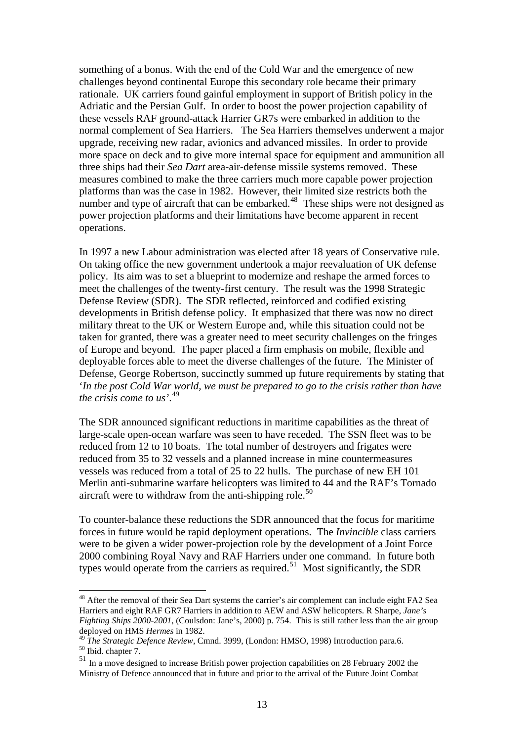something of a bonus. With the end of the Cold War and the emergence of new challenges beyond continental Europe this secondary role became their primary rationale. UK carriers found gainful employment in support of British policy in the Adriatic and the Persian Gulf. In order to boost the power projection capability of these vessels RAF ground-attack Harrier GR7s were embarked in addition to the normal complement of Sea Harriers. The Sea Harriers themselves underwent a major upgrade, receiving new radar, avionics and advanced missiles. In order to provide more space on deck and to give more internal space for equipment and ammunition all three ships had their *Sea Dart* area-air-defense missile systems removed. These measures combined to make the three carriers much more capable power projection platforms than was the case in 1982. However, their limited size restricts both the number and type of aircraft that can be embarked.[48] These ships were not designed as power projection platforms and their limitations have become apparent in recent operations.

In 1997 a new Labour administration was elected after 18 years of Conservative rule. On taking office the new government undertook a major reevaluation of UK defense policy. Its aim was to set a blueprint to modernize and reshape the armed forces to meet the challenges of the twenty-first century. The result was the 1998 Strategic Defense Review (SDR). The SDR reflected, reinforced and codified existing developments in British defense policy. It emphasized that there was now no direct military threat to the UK or Western Europe and, while this situation could not be taken for granted, there was a greater need to meet security challenges on the fringes of Europe and beyond. The paper placed a firm emphasis on mobile, flexible and deployable forces able to meet the diverse challenges of the future. The Minister of Defense, George Robertson, succinctly summed up future requirements by stating that '*In the post Cold War world, we must be prepared to go to the crisis rather than have the crisis come to us'*.[49]

The SDR announced significant reductions in maritime capabilities as the threat of large-scale open-ocean warfare was seen to have receded. The SSN fleet was to be reduced from 12 to 10 boats. The total number of destroyers and frigates were reduced from 35 to 32 vessels and a planned increase in mine countermeasures vessels was reduced from a total of 25 to 22 hulls. The purchase of new EH 101 Merlin anti-submarine warfare helicopters was limited to 44 and the RAF's Tornado aircraft were to withdraw from the anti-shipping role.[50]

To counter-balance these reductions the SDR announced that the focus for maritime forces in future would be rapid deployment operations. The *Invincible* class carriers were to be given a wider power-projection role by the development of a Joint Force 2000 combining Royal Navy and RAF Harriers under one command. In future both types would operate from the carriers as required.[51] Most significantly, the SDR

---

[48] After the removal of their Sea Dart systems the carrier's air complement can include eight FA2 Sea Harriers and eight RAF GR7 Harriers in addition to AEW and ASW helicopters. R Sharpe, *Jane's Fighting Ships 2000-2001*, (Coulsdon: Jane's, 2000) p. 754. This is still rather less than the air group deployed on HMS *Hermes* in 1982.

[49] *The Strategic Defence Review*, Cmnd. 3999, (London: HMSO, 1998) Introduction para.6.

[50] Ibid. chapter 7.

[51] In a move designed to increase British power projection capabilities on 28 February 2002 the Ministry of Defence announced that in future and prior to the arrival of the Future Joint Combat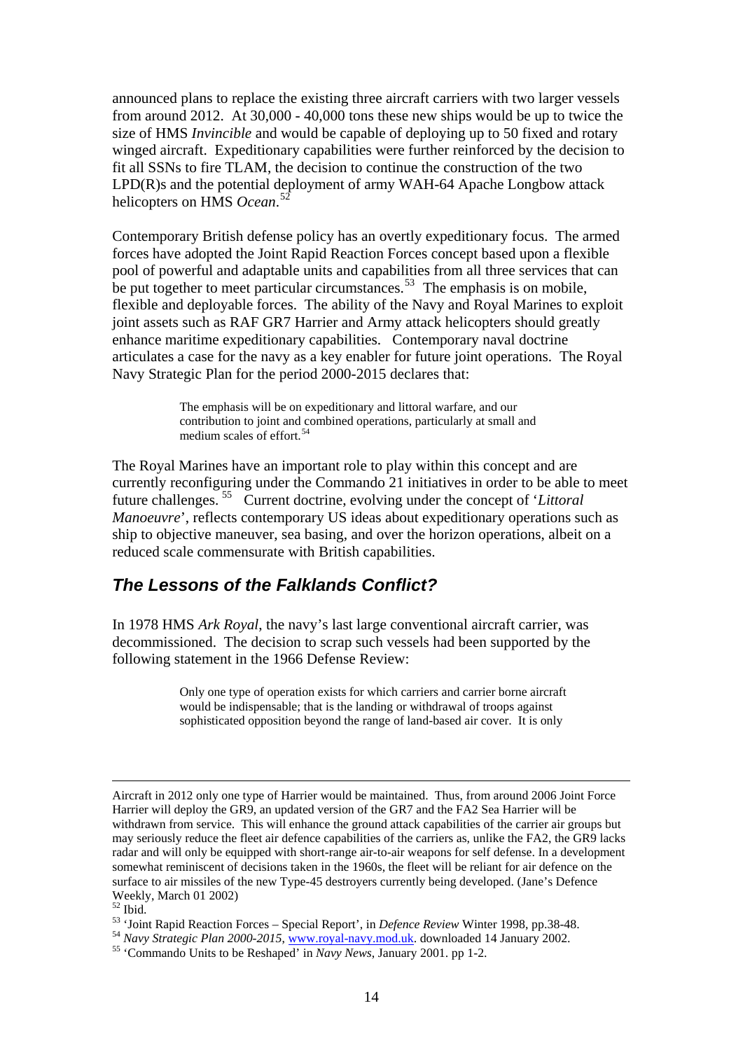announced plans to replace the existing three aircraft carriers with two larger vessels from around 2012. At 30,000 - 40,000 tons these new ships would be up to twice the size of HMS *Invincible* and would be capable of deploying up to 50 fixed and rotary winged aircraft. Expeditionary capabilities were further reinforced by the decision to fit all SSNs to fire TLAM, the decision to continue the construction of the two LPD(R)s and the potential deployment of army WAH-64 Apache Longbow attack helicopters on HMS *Ocean*.[52]

Contemporary British defense policy has an overtly expeditionary focus. The armed forces have adopted the Joint Rapid Reaction Forces concept based upon a flexible pool of powerful and adaptable units and capabilities from all three services that can be put together to meet particular circumstances.[53] The emphasis is on mobile, flexible and deployable forces. The ability of the Navy and Royal Marines to exploit joint assets such as RAF GR7 Harrier and Army attack helicopters should greatly enhance maritime expeditionary capabilities. Contemporary naval doctrine articulates a case for the navy as a key enabler for future joint operations. The Royal Navy Strategic Plan for the period 2000-2015 declares that:

> The emphasis will be on expeditionary and littoral warfare, and our contribution to joint and combined operations, particularly at small and medium scales of effort.[54]

The Royal Marines have an important role to play within this concept and are currently reconfiguring under the Commando 21 initiatives in order to be able to meet future challenges.[55] Current doctrine, evolving under the concept of '*Littoral Manoeuvre*', reflects contemporary US ideas about expeditionary operations such as ship to objective maneuver, sea basing, and over the horizon operations, albeit on a reduced scale commensurate with British capabilities.

## *The Lessons of the Falklands Conflict?*

In 1978 HMS *Ark Royal*, the navy's last large conventional aircraft carrier, was decommissioned. The decision to scrap such vessels had been supported by the following statement in the 1966 Defense Review:

> Only one type of operation exists for which carriers and carrier borne aircraft would be indispensable; that is the landing or withdrawal of troops against sophisticated opposition beyond the range of land-based air cover. It is only

---

Aircraft in 2012 only one type of Harrier would be maintained. Thus, from around 2006 Joint Force Harrier will deploy the GR9, an updated version of the GR7 and the FA2 Sea Harrier will be withdrawn from service. This will enhance the ground attack capabilities of the carrier air groups but may seriously reduce the fleet air defence capabilities of the carriers as, unlike the FA2, the GR9 lacks radar and will only be equipped with short-range air-to-air weapons for self defense. In a development somewhat reminiscent of decisions taken in the 1960s, the fleet will be reliant for air defence on the surface to air missiles of the new Type-45 destroyers currently being developed. (Jane's Defence Weekly, March 01 2002)

[52] Ibid.

[53] 'Joint Rapid Reaction Forces – Special Report', in *Defence Review* Winter 1998, pp.38-48.

[54] *Navy Strategic Plan 2000-2015*, www.royal-navy.mod.uk. downloaded 14 January 2002.

[55] 'Commando Units to be Reshaped' in *Navy News*, January 2001. pp 1-2.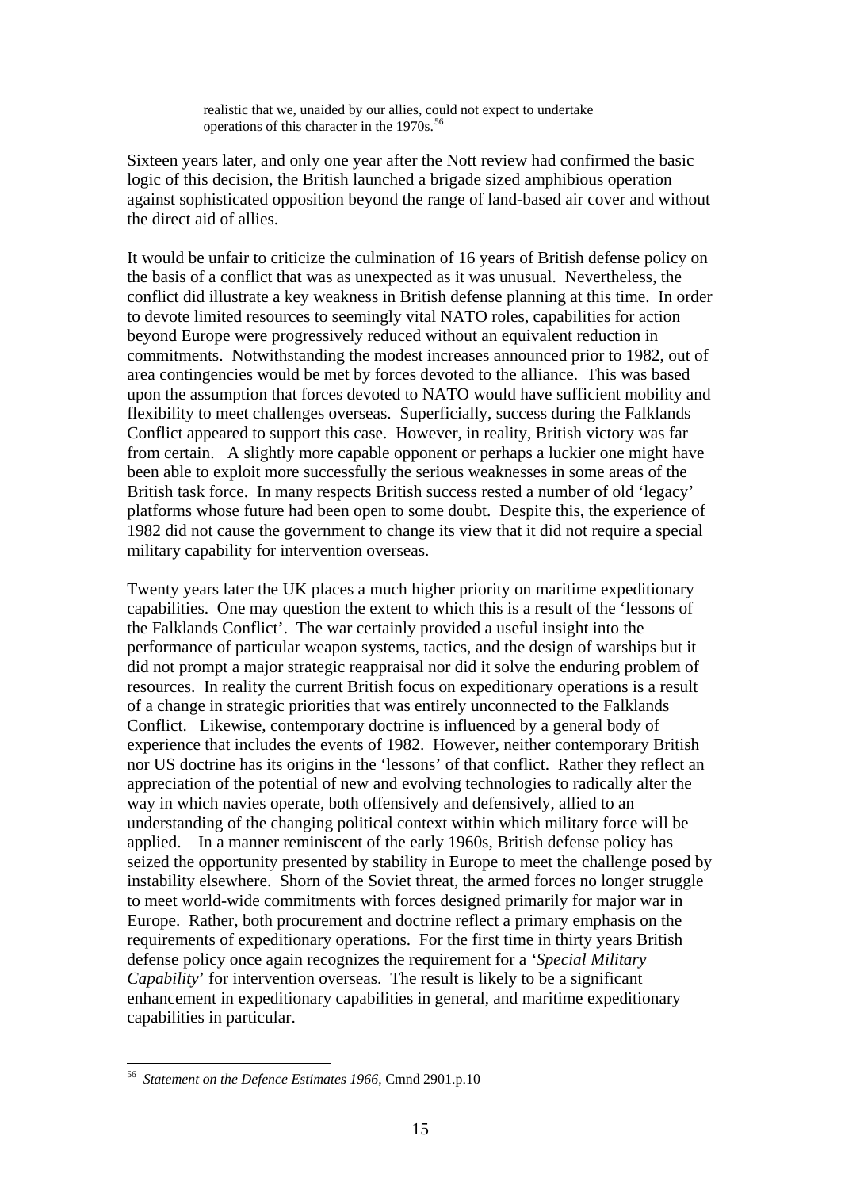> realistic that we, unaided by our allies, could not expect to undertake operations of this character in the 1970s.[56]

Sixteen years later, and only one year after the Nott review had confirmed the basic logic of this decision, the British launched a brigade sized amphibious operation against sophisticated opposition beyond the range of land-based air cover and without the direct aid of allies.

It would be unfair to criticize the culmination of 16 years of British defense policy on the basis of a conflict that was as unexpected as it was unusual. Nevertheless, the conflict did illustrate a key weakness in British defense planning at this time. In order to devote limited resources to seemingly vital NATO roles, capabilities for action beyond Europe were progressively reduced without an equivalent reduction in commitments. Notwithstanding the modest increases announced prior to 1982, out of area contingencies would be met by forces devoted to the alliance. This was based upon the assumption that forces devoted to NATO would have sufficient mobility and flexibility to meet challenges overseas. Superficially, success during the Falklands Conflict appeared to support this case. However, in reality, British victory was far from certain. A slightly more capable opponent or perhaps a luckier one might have been able to exploit more successfully the serious weaknesses in some areas of the British task force. In many respects British success rested a number of old 'legacy' platforms whose future had been open to some doubt. Despite this, the experience of 1982 did not cause the government to change its view that it did not require a special military capability for intervention overseas.

Twenty years later the UK places a much higher priority on maritime expeditionary capabilities. One may question the extent to which this is a result of the 'lessons of the Falklands Conflict'. The war certainly provided a useful insight into the performance of particular weapon systems, tactics, and the design of warships but it did not prompt a major strategic reappraisal nor did it solve the enduring problem of resources. In reality the current British focus on expeditionary operations is a result of a change in strategic priorities that was entirely unconnected to the Falklands Conflict. Likewise, contemporary doctrine is influenced by a general body of experience that includes the events of 1982. However, neither contemporary British nor US doctrine has its origins in the 'lessons' of that conflict. Rather they reflect an appreciation of the potential of new and evolving technologies to radically alter the way in which navies operate, both offensively and defensively, allied to an understanding of the changing political context within which military force will be applied. In a manner reminiscent of the early 1960s, British defense policy has seized the opportunity presented by stability in Europe to meet the challenge posed by instability elsewhere. Shorn of the Soviet threat, the armed forces no longer struggle to meet world-wide commitments with forces designed primarily for major war in Europe. Rather, both procurement and doctrine reflect a primary emphasis on the requirements of expeditionary operations. For the first time in thirty years British defense policy once again recognizes the requirement for a '*Special Military Capability*' for intervention overseas. The result is likely to be a significant enhancement in expeditionary capabilities in general, and maritime expeditionary capabilities in particular.

---

[56] *Statement on the Defence Estimates 1966*, Cmnd 2901.p.10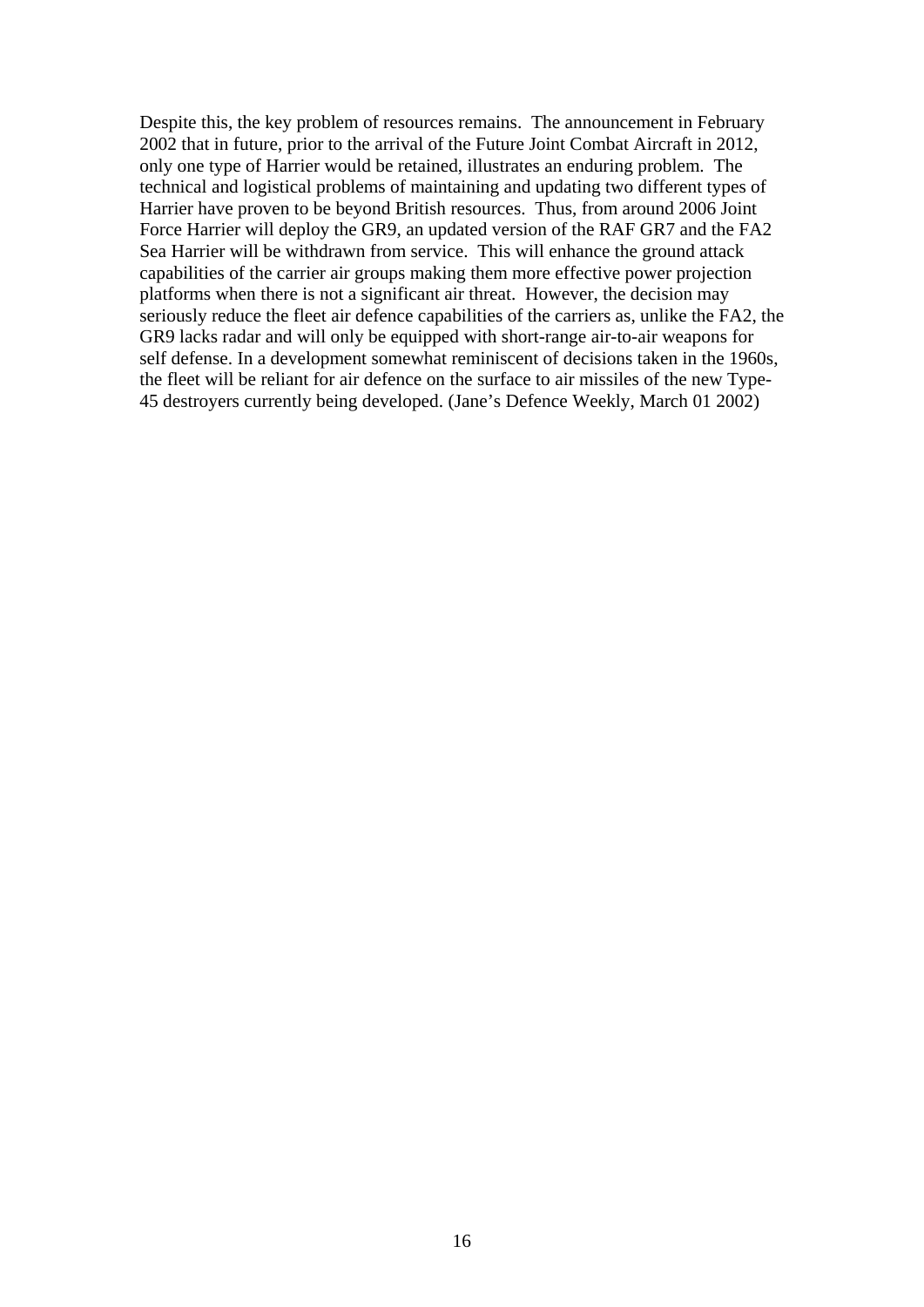Despite this, the key problem of resources remains. The announcement in February 2002 that in future, prior to the arrival of the Future Joint Combat Aircraft in 2012, only one type of Harrier would be retained, illustrates an enduring problem. The technical and logistical problems of maintaining and updating two different types of Harrier have proven to be beyond British resources. Thus, from around 2006 Joint Force Harrier will deploy the GR9, an updated version of the RAF GR7 and the FA2 Sea Harrier will be withdrawn from service. This will enhance the ground attack capabilities of the carrier air groups making them more effective power projection platforms when there is not a significant air threat. However, the decision may seriously reduce the fleet air defence capabilities of the carriers as, unlike the FA2, the GR9 lacks radar and will only be equipped with short-range air-to-air weapons for self defense. In a development somewhat reminiscent of decisions taken in the 1960s, the fleet will be reliant for air defence on the surface to air missiles of the new Type-45 destroyers currently being developed. (Jane's Defence Weekly, March 01 2002)